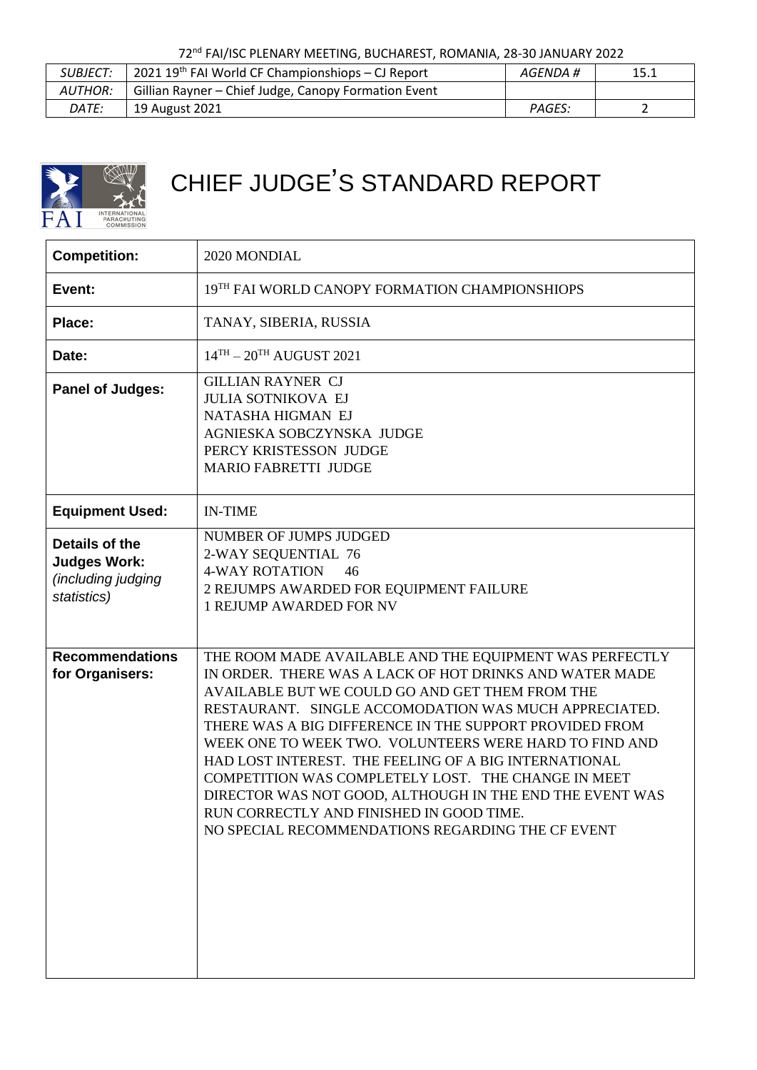72nd FAI/ISC PLENARY MEETING, BUCHAREST, ROMANIA, 28-30 JANUARY 2022

| SUBJECT: | 2021 19th FAI World CF Championshiops – CJ Report | AGENDA # | 15.1 |
|---|---|---|---|
| AUTHOR: | Gillian Rayner – Chief Judge, Canopy Formation Event | | |
| DATE: | 19 August 2021 | PAGES: | 2 |

# CHIEF JUDGE'S STANDARD REPORT

| | |
|---|---|
| **Competition:** | 2020 MONDIAL |
| **Event:** | 19TH FAI WORLD CANOPY FORMATION CHAMPIONSHIOPS |
| **Place:** | TANAY, SIBERIA, RUSSIA |
| **Date:** | 14TH – 20TH AUGUST 2021 |
| **Panel of Judges:** | GILLIAN RAYNER CJ<br>JULIA SOTNIKOVA EJ<br>NATASHA HIGMAN EJ<br>AGNIESKA SOBCZYNSKA JUDGE<br>PERCY KRISTESSON JUDGE<br>MARIO FABRETTI JUDGE |
| **Equipment Used:** | IN-TIME |
| **Details of the Judges Work:** *(including judging statistics)* | NUMBER OF JUMPS JUDGED<br>2-WAY SEQUENTIAL 76<br>4-WAY ROTATION 46<br>2 REJUMPS AWARDED FOR EQUIPMENT FAILURE<br>1 REJUMP AWARDED FOR NV |
| **Recommendations for Organisers:** | THE ROOM MADE AVAILABLE AND THE EQUIPMENT WAS PERFECTLY IN ORDER. THERE WAS A LACK OF HOT DRINKS AND WATER MADE AVAILABLE BUT WE COULD GO AND GET THEM FROM THE RESTAURANT. SINGLE ACCOMODATION WAS MUCH APPRECIATED. THERE WAS A BIG DIFFERENCE IN THE SUPPORT PROVIDED FROM WEEK ONE TO WEEK TWO. VOLUNTEERS WERE HARD TO FIND AND HAD LOST INTEREST. THE FEELING OF A BIG INTERNATIONAL COMPETITION WAS COMPLETELY LOST. THE CHANGE IN MEET DIRECTOR WAS NOT GOOD, ALTHOUGH IN THE END THE EVENT WAS RUN CORRECTLY AND FINISHED IN GOOD TIME.<br>NO SPECIAL RECOMMENDATIONS REGARDING THE CF EVENT |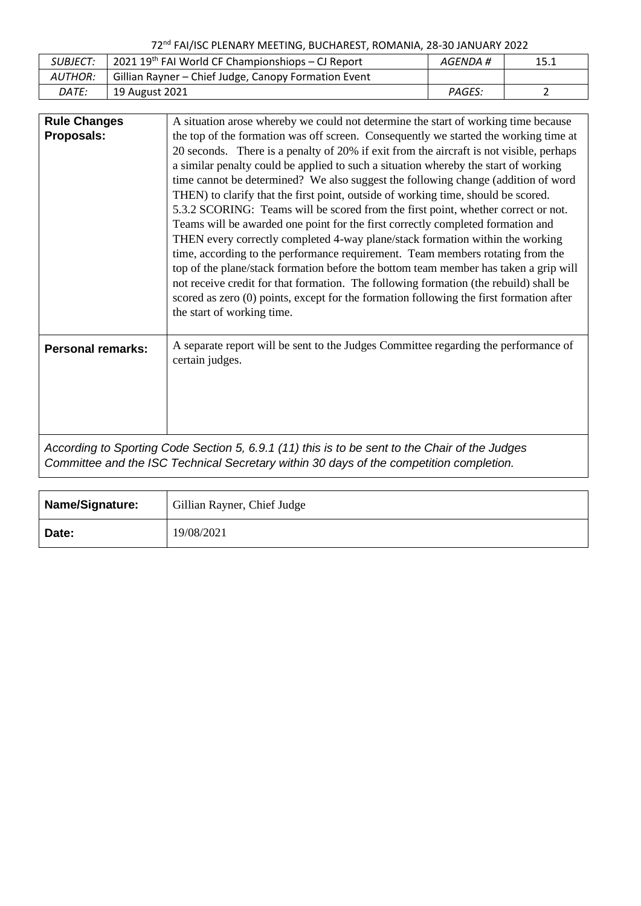72nd FAI/ISC PLENARY MEETING, BUCHAREST, ROMANIA, 28-30 JANUARY 2022

| | | | |
|---|---|---|---|
| *SUBJECT:* | 2021 19th FAI World CF Championshiops – CJ Report | *AGENDA #* | 15.1 |
| *AUTHOR:* | Gillian Rayner – Chief Judge, Canopy Formation Event | | |
| *DATE:* | 19 August 2021 | *PAGES:* | 2 |

| | |
|---|---|
| **Rule Changes Proposals:** | A situation arose whereby we could not determine the start of working time because the top of the formation was off screen. Consequently we started the working time at 20 seconds. There is a penalty of 20% if exit from the aircraft is not visible, perhaps a similar penalty could be applied to such a situation whereby the start of working time cannot be determined? We also suggest the following change (addition of word THEN) to clarify that the first point, outside of working time, should be scored. 5.3.2 SCORING: Teams will be scored from the first point, whether correct or not. Teams will be awarded one point for the first correctly completed formation and THEN every correctly completed 4-way plane/stack formation within the working time, according to the performance requirement. Team members rotating from the top of the plane/stack formation before the bottom team member has taken a grip will not receive credit for that formation. The following formation (the rebuild) shall be scored as zero (0) points, except for the formation following the first formation after the start of working time. |
| **Personal remarks:** | A separate report will be sent to the Judges Committee regarding the performance of certain judges. |

*According to Sporting Code Section 5, 6.9.1 (11) this is to be sent to the Chair of the Judges Committee and the ISC Technical Secretary within 30 days of the competition completion.*

| | |
|---|---|
| **Name/Signature:** | Gillian Rayner, Chief Judge |
| **Date:** | 19/08/2021 |